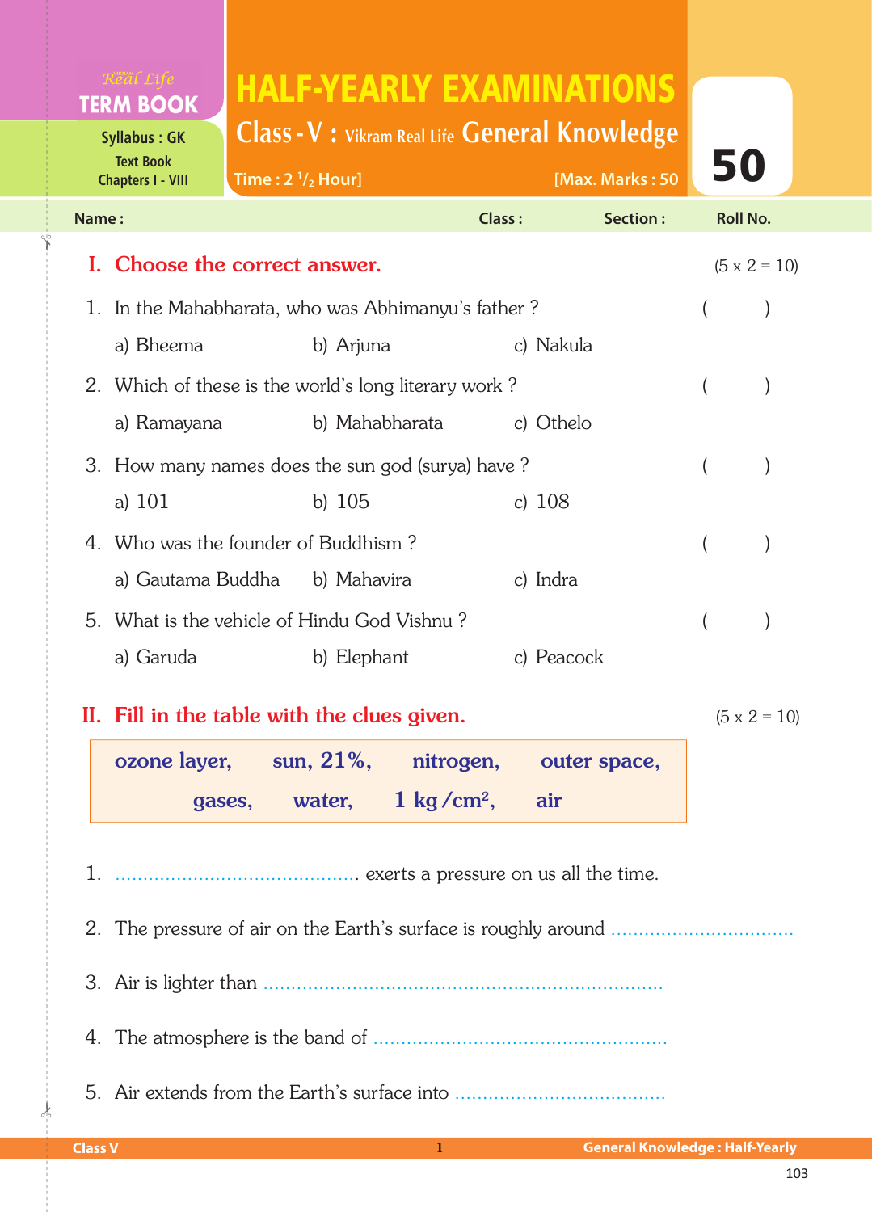Real Life **TERM BOOK**

Syllabus : GK
Text Book
Chapters I - VIII

# HALF-YEARLY EXAMINATIONS

## Class - V : Vikram Real Life General Knowledge

Time : 2 1/2 Hour] [Max. Marks : 50

**50**

Name : Class : Section : Roll No.

## I. Choose the correct answer. (5 x 2 = 10)

1. In the Mahabharata, who was Abhimanyu's father ? ( )
   a) Bheema b) Arjuna c) Nakula
2. Which of these is the world's long literary work ? ( )
   a) Ramayana b) Mahabharata c) Othelo
3. How many names does the sun god (surya) have ? ( )
   a) 101 b) 105 c) 108
4. Who was the founder of Buddhism ? ( )
   a) Gautama Buddha b) Mahavira c) Indra
5. What is the vehicle of Hindu God Vishnu ? ( )
   a) Garuda b) Elephant c) Peacock

## II. Fill in the table with the clues given. (5 x 2 = 10)

**ozone layer, sun, 21%, nitrogen, outer space, gases, water, 1 kg /cm², air**

1. ............................................ exerts a pressure on us all the time.
2. The pressure of air on the Earth's surface is roughly around ................................
3. Air is lighter than .......................................................................
4. The atmosphere is the band of ....................................................
5. Air extends from the Earth's surface into ......................................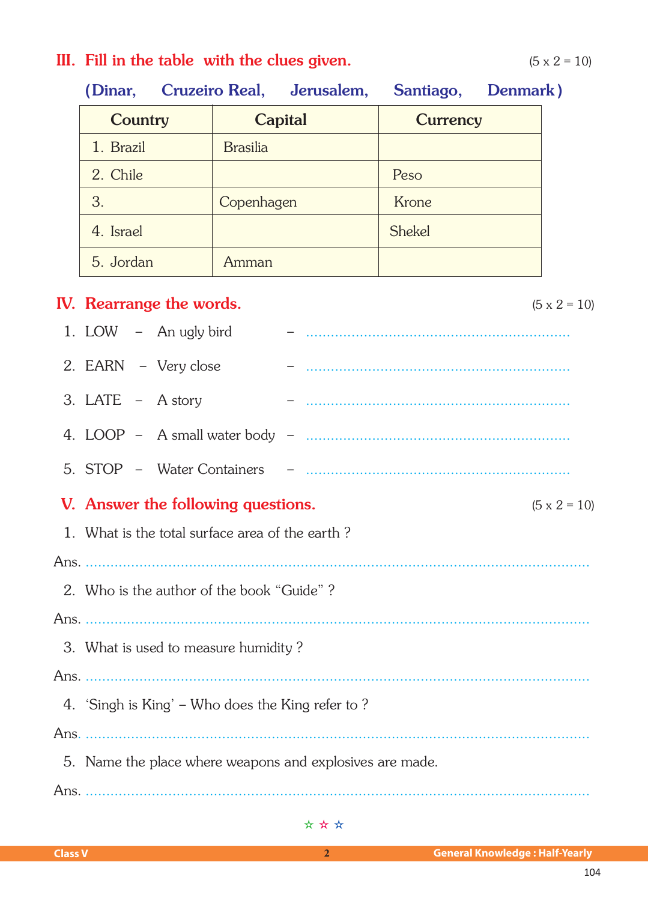## III. Fill in the table with the clues given. (5 x 2 = 10)

**(Dinar, Cruzeiro Real, Jerusalem, Santiago, Denmark)**

| Country | Capital | Currency |
|---|---|---|
| 1. Brazil | Brasilia | |
| 2. Chile | | Peso |
| 3. | Copenhagen | Krone |
| 4. Israel | | Shekel |
| 5. Jordan | Amman | |

## IV. Rearrange the words. (5 x 2 = 10)

1. LOW – An ugly bird – ..........................................
2. EARN – Very close – ..........................................
3. LATE – A story – ..........................................
4. LOOP – A small water body – ..........................................
5. STOP – Water Containers – ..........................................

## V. Answer the following questions. (5 x 2 = 10)

1. What is the total surface area of the earth ?

Ans. ..........................................

2. Who is the author of the book "Guide" ?

Ans. ..........................................

3. What is used to measure humidity ?

Ans. ..........................................

4. 'Singh is King' – Who does the King refer to ?

Ans. ..........................................

5. Name the place where weapons and explosives are made.

Ans. ..........................................

☆ ☆ ☆